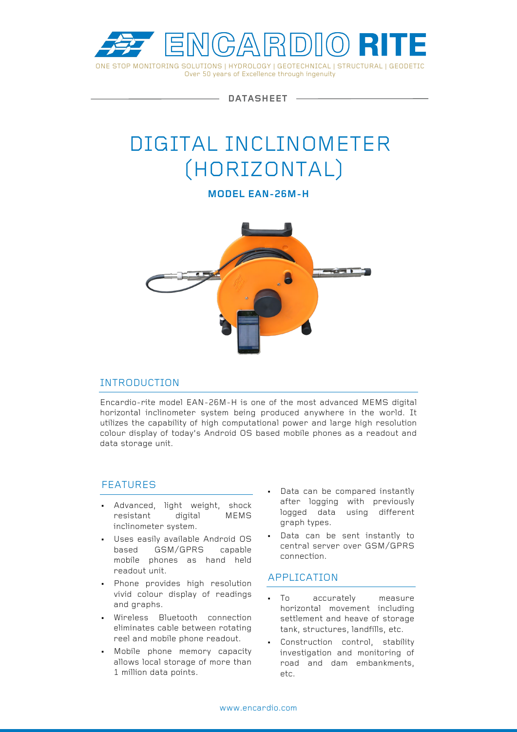ENCARDIO RITE

ONE STOP MONITORING SOLUTIONS | HYDROLOGY | GEOTECHNICAL | STRUCTURAL | GEODETIC
Over 50 years of Excellence through ingenuity

DATASHEET

# DIGITAL INCLINOMETER (HORIZONTAL)

**MODEL EAN-26M-H**

## INTRODUCTION

Encardio-rite model EAN-26M-H is one of the most advanced MEMS digital horizontal inclinometer system being produced anywhere in the world. It utilizes the capability of high computational power and large high resolution colour display of today's Android OS based mobile phones as a readout and data storage unit.

## FEATURES

- Advanced, light weight, shock resistant digital MEMS inclinometer system.
- Uses easily available Android OS based GSM/GPRS capable mobile phones as hand held readout unit.
- Phone provides high resolution vivid colour display of readings and graphs.
- Wireless Bluetooth connection eliminates cable between rotating reel and mobile phone readout.
- Mobile phone memory capacity allows local storage of more than 1 million data points.
- Data can be compared instantly after logging with previously logged data using different graph types.
- Data can be sent instantly to central server over GSM/GPRS connection.

## APPLICATION

- To accurately measure horizontal movement including settlement and heave of storage tank, structures, landfills, etc.
- Construction control, stability investigation and monitoring of road and dam embankments, etc.

www.encardio.com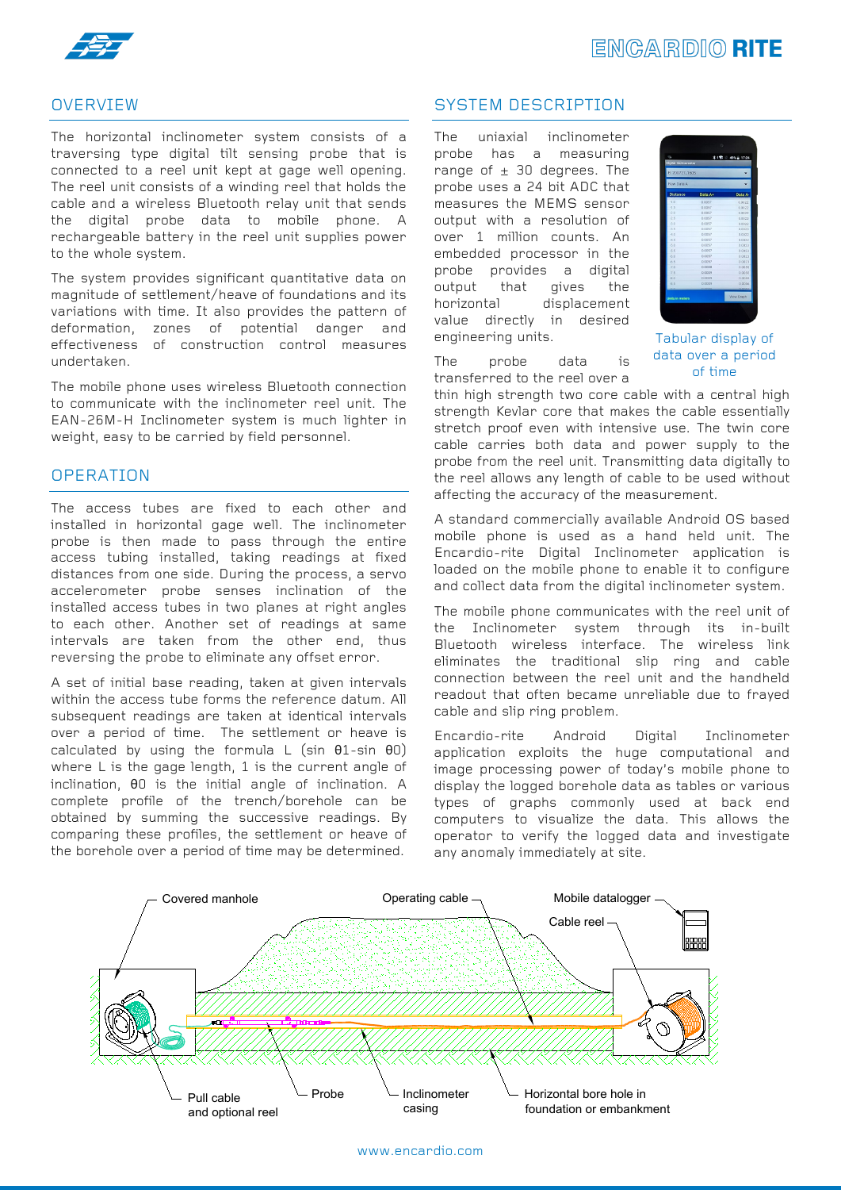## OVERVIEW

The horizontal inclinometer system consists of a traversing type digital tilt sensing probe that is connected to a reel unit kept at gage well opening. The reel unit consists of a winding reel that holds the cable and a wireless Bluetooth relay unit that sends the digital probe data to mobile phone. A rechargeable battery in the reel unit supplies power to the whole system.

The system provides significant quantitative data on magnitude of settlement/heave of foundations and its variations with time. It also provides the pattern of deformation, zones of potential danger and effectiveness of construction control measures undertaken.

The mobile phone uses wireless Bluetooth connection to communicate with the inclinometer reel unit. The EAN-26M-H Inclinometer system is much lighter in weight, easy to be carried by field personnel.

## OPERATION

The access tubes are fixed to each other and installed in horizontal gage well. The inclinometer probe is then made to pass through the entire access tubing installed, taking readings at fixed distances from one side. During the process, a servo accelerometer probe senses inclination of the installed access tubes in two planes at right angles to each other. Another set of readings at same intervals are taken from the other end, thus reversing the probe to eliminate any offset error.

A set of initial base reading, taken at given intervals within the access tube forms the reference datum. All subsequent readings are taken at identical intervals over a period of time. The settlement or heave is calculated by using the formula L (sin $\theta 1$-sin $\theta 0$) where L is the gage length, 1 is the current angle of inclination, $\theta 0$ is the initial angle of inclination. A complete profile of the trench/borehole can be obtained by summing the successive readings. By comparing these profiles, the settlement or heave of the borehole over a period of time may be determined.

## SYSTEM DESCRIPTION

The uniaxial inclinometer probe has a measuring range of ± 30 degrees. The probe uses a 24 bit ADC that measures the MEMS sensor output with a resolution of over 1 million counts. An embedded processor in the probe provides a digital output that gives the horizontal displacement value directly in desired engineering units.

Tabular display of data over a period of time

The probe data is transferred to the reel over a thin high strength two core cable with a central high strength Kevlar core that makes the cable essentially stretch proof even with intensive use. The twin core cable carries both data and power supply to the probe from the reel unit. Transmitting data digitally to the reel allows any length of cable to be used without affecting the accuracy of the measurement.

A standard commercially available Android OS based mobile phone is used as a hand held unit. The Encardio-rite Digital Inclinometer application is loaded on the mobile phone to enable it to configure and collect data from the digital inclinometer system.

The mobile phone communicates with the reel unit of the Inclinometer system through its in-built Bluetooth wireless interface. The wireless link eliminates the traditional slip ring and cable connection between the reel unit and the handheld readout that often became unreliable due to frayed cable and slip ring problem.

Encardio-rite Android Digital Inclinometer application exploits the huge computational and image processing power of today's mobile phone to display the logged borehole data as tables or various types of graphs commonly used at back end computers to visualize the data. This allows the operator to verify the logged data and investigate any anomaly immediately at site.

Covered manhole · Operating cable · Mobile datalogger · Cable reel · Pull cable and optional reel · Probe · Inclinometer casing · Horizontal bore hole in foundation or embankment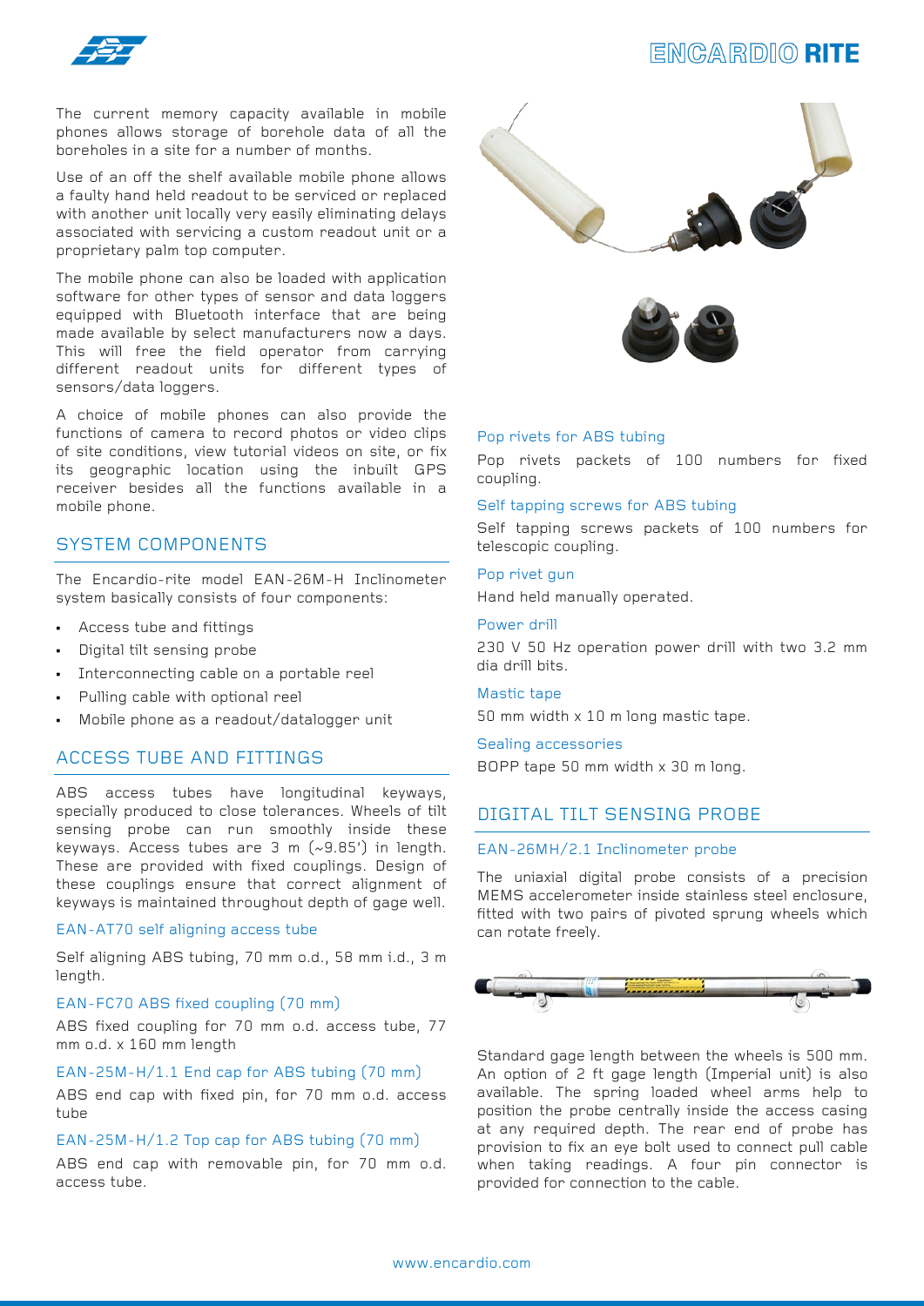The current memory capacity available in mobile phones allows storage of borehole data of all the boreholes in a site for a number of months.

Use of an off the shelf available mobile phone allows a faulty hand held readout to be serviced or replaced with another unit locally very easily eliminating delays associated with servicing a custom readout unit or a proprietary palm top computer.

The mobile phone can also be loaded with application software for other types of sensor and data loggers equipped with Bluetooth interface that are being made available by select manufacturers now a days. This will free the field operator from carrying different readout units for different types of sensors/data loggers.

A choice of mobile phones can also provide the functions of camera to record photos or video clips of site conditions, view tutorial videos on site, or fix its geographic location using the inbuilt GPS receiver besides all the functions available in a mobile phone.

## SYSTEM COMPONENTS

The Encardio-rite model EAN-26M-H Inclinometer system basically consists of four components:

- Access tube and fittings
- Digital tilt sensing probe
- Interconnecting cable on a portable reel
- Pulling cable with optional reel
- Mobile phone as a readout/datalogger unit

## ACCESS TUBE AND FITTINGS

ABS access tubes have longitudinal keyways, specially produced to close tolerances. Wheels of tilt sensing probe can run smoothly inside these keyways. Access tubes are 3 m (~9.85') in length. These are provided with fixed couplings. Design of these couplings ensure that correct alignment of keyways is maintained throughout depth of gage well.

### EAN-AT70 self aligning access tube

Self aligning ABS tubing, 70 mm o.d., 58 mm i.d., 3 m length.

### EAN-FC70 ABS fixed coupling (70 mm)

ABS fixed coupling for 70 mm o.d. access tube, 77 mm o.d. x 160 mm length

### EAN-25M-H/1.1 End cap for ABS tubing (70 mm)

ABS end cap with fixed pin, for 70 mm o.d. access tube

### EAN-25M-H/1.2 Top cap for ABS tubing (70 mm)

ABS end cap with removable pin, for 70 mm o.d. access tube.

### Pop rivets for ABS tubing

Pop rivets packets of 100 numbers for fixed coupling.

### Self tapping screws for ABS tubing

Self tapping screws packets of 100 numbers for telescopic coupling.

### Pop rivet gun

Hand held manually operated.

### Power drill

230 V 50 Hz operation power drill with two 3.2 mm dia drill bits.

### Mastic tape

50 mm width x 10 m long mastic tape.

### Sealing accessories

BOPP tape 50 mm width x 30 m long.

## DIGITAL TILT SENSING PROBE

### EAN-26MH/2.1 Inclinometer probe

The uniaxial digital probe consists of a precision MEMS accelerometer inside stainless steel enclosure, fitted with two pairs of pivoted sprung wheels which can rotate freely.

Standard gage length between the wheels is 500 mm. An option of 2 ft gage length (Imperial unit) is also available. The spring loaded wheel arms help to position the probe centrally inside the access casing at any required depth. The rear end of probe has provision to fix an eye bolt used to connect pull cable when taking readings. A four pin connector is provided for connection to the cable.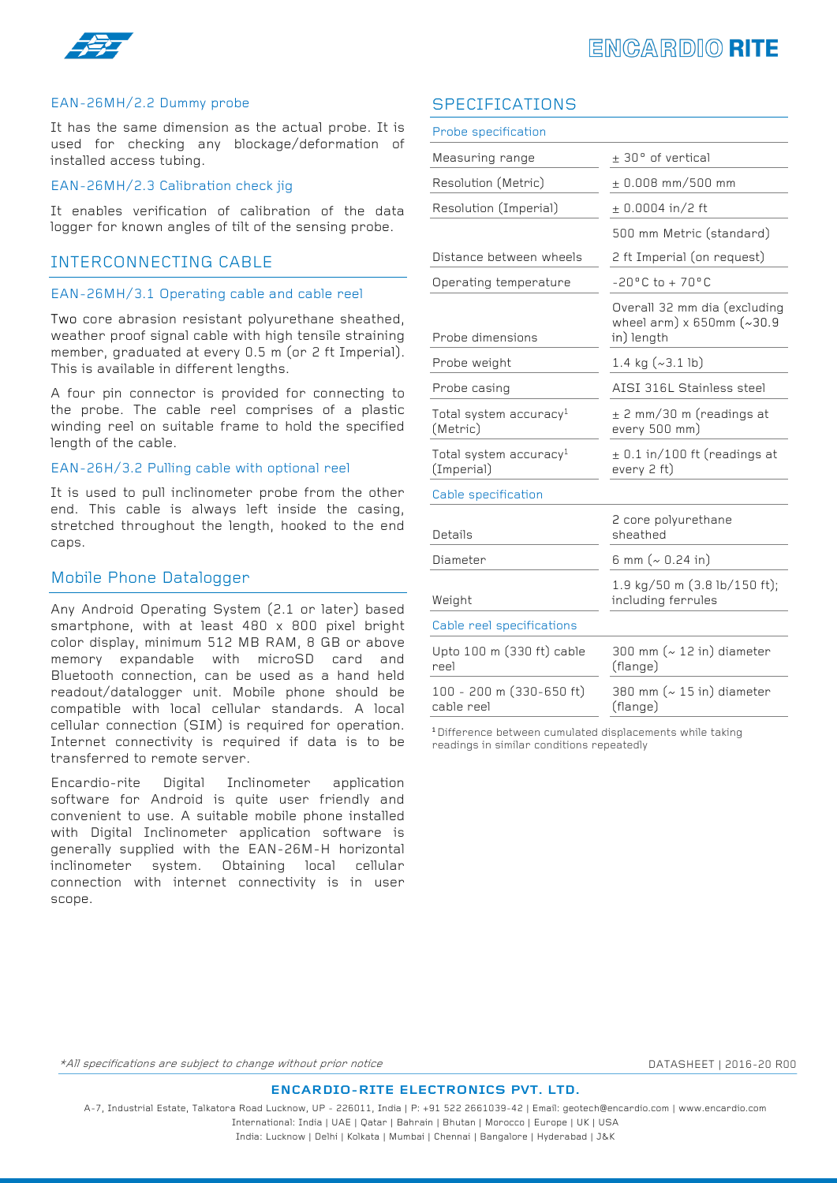### EAN-26MH/2.2 Dummy probe

It has the same dimension as the actual probe. It is used for checking any blockage/deformation of installed access tubing.

### EAN-26MH/2.3 Calibration check jig

It enables verification of calibration of the data logger for known angles of tilt of the sensing probe.

## INTERCONNECTING CABLE

### EAN-26MH/3.1 Operating cable and cable reel

Two core abrasion resistant polyurethane sheathed, weather proof signal cable with high tensile straining member, graduated at every 0.5 m (or 2 ft Imperial). This is available in different lengths.

A four pin connector is provided for connecting to the probe. The cable reel comprises of a plastic winding reel on suitable frame to hold the specified length of the cable.

### EAN-26H/3.2 Pulling cable with optional reel

It is used to pull inclinometer probe from the other end. This cable is always left inside the casing, stretched throughout the length, hooked to the end caps.

## Mobile Phone Datalogger

Any Android Operating System (2.1 or later) based smartphone, with at least 480 x 800 pixel bright color display, minimum 512 MB RAM, 8 GB or above memory expandable with microSD card and Bluetooth connection, can be used as a hand held readout/datalogger unit. Mobile phone should be compatible with local cellular standards. A local cellular connection (SIM) is required for operation. Internet connectivity is required if data is to be transferred to remote server.

Encardio-rite Digital Inclinometer application software for Android is quite user friendly and convenient to use. A suitable mobile phone installed with Digital Inclinometer application software is generally supplied with the EAN-26M-H horizontal inclinometer system. Obtaining local cellular connection with internet connectivity is in user scope.

## SPECIFICATIONS

| | |
|---|---|
| **Probe specification** | |
| Measuring range | ± 30° of vertical |
| Resolution (Metric) | ± 0.008 mm/500 mm |
| Resolution (Imperial) | ± 0.0004 in/2 ft |
| Distance between wheels | 500 mm Metric (standard)<br>2 ft Imperial (on request) |
| Operating temperature | -20°C to + 70°C |
| Probe dimensions | Overall 32 mm dia (excluding wheel arm) x 650mm (~30.9 in) length |
| Probe weight | 1.4 kg (~3.1 lb) |
| Probe casing | AISI 316L Stainless steel |
| Total system accuracy[1] (Metric) | ± 2 mm/30 m (readings at every 500 mm) |
| Total system accuracy[1] (Imperial) | ± 0.1 in/100 ft (readings at every 2 ft) |
| **Cable specification** | |
| Details | 2 core polyurethane sheathed |
| Diameter | 6 mm (~ 0.24 in) |
| Weight | 1.9 kg/50 m (3.8 lb/150 ft); including ferrules |
| **Cable reel specifications** | |
| Upto 100 m (330 ft) cable reel | 300 mm (~ 12 in) diameter (flange) |
| 100 - 200 m (330-650 ft) cable reel | 380 mm (~ 15 in) diameter (flange) |

[1] Difference between cumulated displacements while taking readings in similar conditions repeatedly

*All specifications are subject to change without prior notice*

DATASHEET | 2016-20 R00

**ENCARDIO-RITE ELECTRONICS PVT. LTD.**

A-7, Industrial Estate, Talkatora Road Lucknow, UP - 226011, India | P: +91 522 2661039-42 | Email: geotech@encardio.com | www.encardio.com
International: India | UAE | Qatar | Bahrain | Bhutan | Morocco | Europe | UK | USA
India: Lucknow | Delhi | Kolkata | Mumbai | Chennai | Bangalore | Hyderabad | J&K